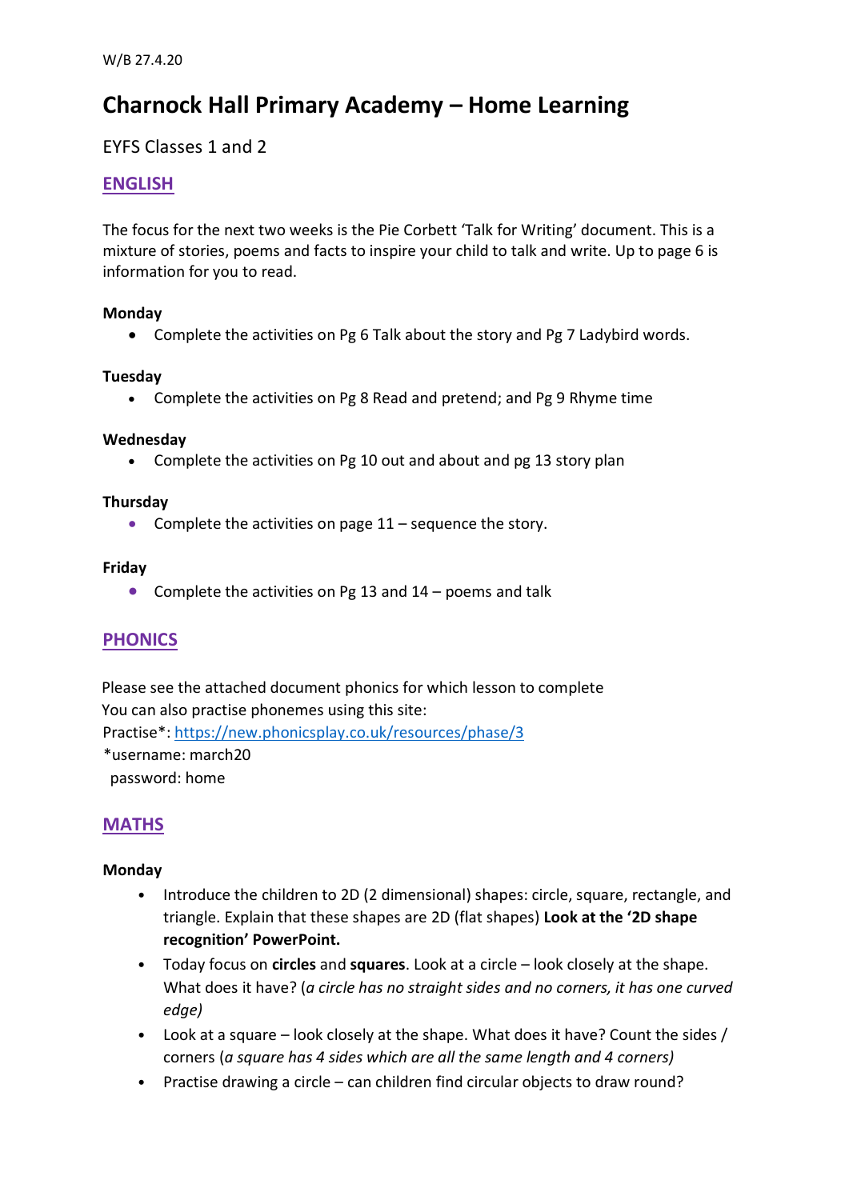W/B 27.4.20

# Charnock Hall Primary Academy – Home Learning

EYFS Classes 1 and 2

## ENGLISH

The focus for the next two weeks is the Pie Corbett 'Talk for Writing' document. This is a mixture of stories, poems and facts to inspire your child to talk and write. Up to page 6 is information for you to read.

**Monday**

- Complete the activities on Pg 6 Talk about the story and Pg 7 Ladybird words.

**Tuesday**

- Complete the activities on Pg 8 Read and pretend; and Pg 9 Rhyme time

**Wednesday**

- Complete the activities on Pg 10 out and about and pg 13 story plan

**Thursday**

- Complete the activities on page 11 – sequence the story.

**Friday**

- Complete the activities on Pg 13 and 14 – poems and talk

## PHONICS

Please see the attached document phonics for which lesson to complete
You can also practise phonemes using this site:
Practise*: https://new.phonicsplay.co.uk/resources/phase/3
*username: march20
password: home

## MATHS

**Monday**

- Introduce the children to 2D (2 dimensional) shapes: circle, square, rectangle, and triangle. Explain that these shapes are 2D (flat shapes) **Look at the '2D shape recognition' PowerPoint.**
- Today focus on **circles** and **squares**. Look at a circle – look closely at the shape. What does it have? (*a circle has no straight sides and no corners, it has one curved edge)*
- Look at a square – look closely at the shape. What does it have? Count the sides / corners (*a square has 4 sides which are all the same length and 4 corners)*
- Practise drawing a circle – can children find circular objects to draw round?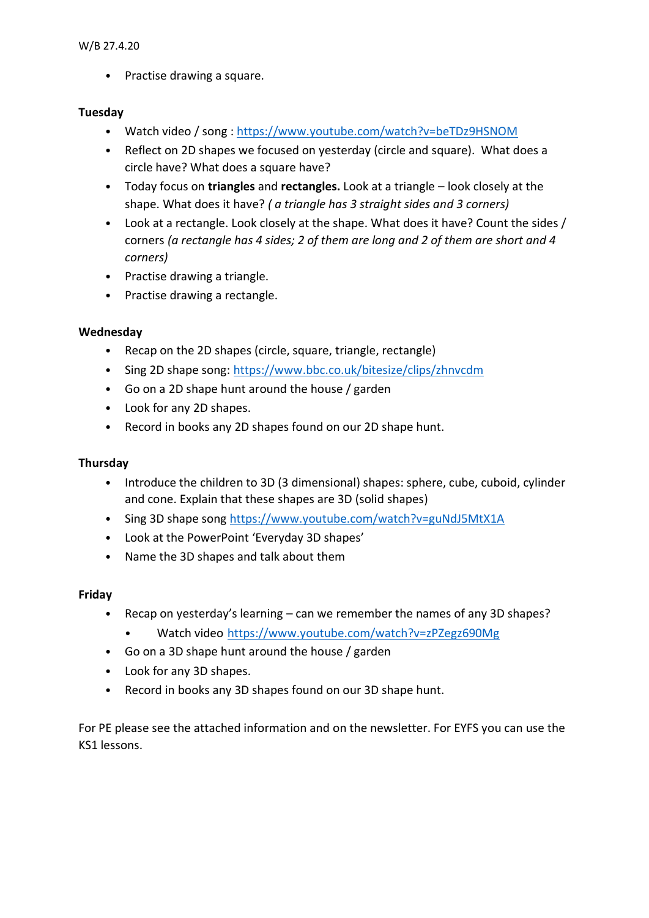W/B 27.4.20

- Practise drawing a square.

**Tuesday**

- Watch video / song : [https://www.youtube.com/watch?v=beTDz9HSNOM](https://www.youtube.com/watch?v=beTDz9HSNOM)
- Reflect on 2D shapes we focused on yesterday (circle and square). What does a circle have? What does a square have?
- Today focus on **triangles** and **rectangles.** Look at a triangle – look closely at the shape. What does it have? *( a triangle has 3 straight sides and 3 corners)*
- Look at a rectangle. Look closely at the shape. What does it have? Count the sides / corners *(a rectangle has 4 sides; 2 of them are long and 2 of them are short and 4 corners)*
- Practise drawing a triangle.
- Practise drawing a rectangle.

**Wednesday**

- Recap on the 2D shapes (circle, square, triangle, rectangle)
- Sing 2D shape song: [https://www.bbc.co.uk/bitesize/clips/zhnvcdm](https://www.bbc.co.uk/bitesize/clips/zhnvcdm)
- Go on a 2D shape hunt around the house / garden
- Look for any 2D shapes.
- Record in books any 2D shapes found on our 2D shape hunt.

**Thursday**

- Introduce the children to 3D (3 dimensional) shapes: sphere, cube, cuboid, cylinder and cone. Explain that these shapes are 3D (solid shapes)
- Sing 3D shape song [https://www.youtube.com/watch?v=guNdJ5MtX1A](https://www.youtube.com/watch?v=guNdJ5MtX1A)
- Look at the PowerPoint 'Everyday 3D shapes'
- Name the 3D shapes and talk about them

**Friday**

- Recap on yesterday's learning – can we remember the names of any 3D shapes?
  - Watch video [https://www.youtube.com/watch?v=zPZegz690Mg](https://www.youtube.com/watch?v=zPZegz690Mg)
- Go on a 3D shape hunt around the house / garden
- Look for any 3D shapes.
- Record in books any 3D shapes found on our 3D shape hunt.

For PE please see the attached information and on the newsletter. For EYFS you can use the KS1 lessons.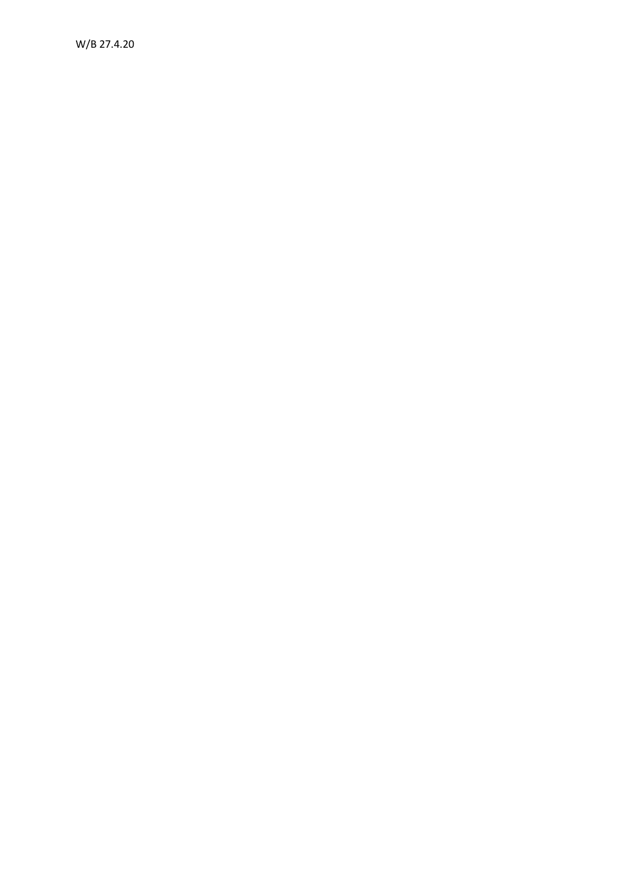W/B 27.4.20